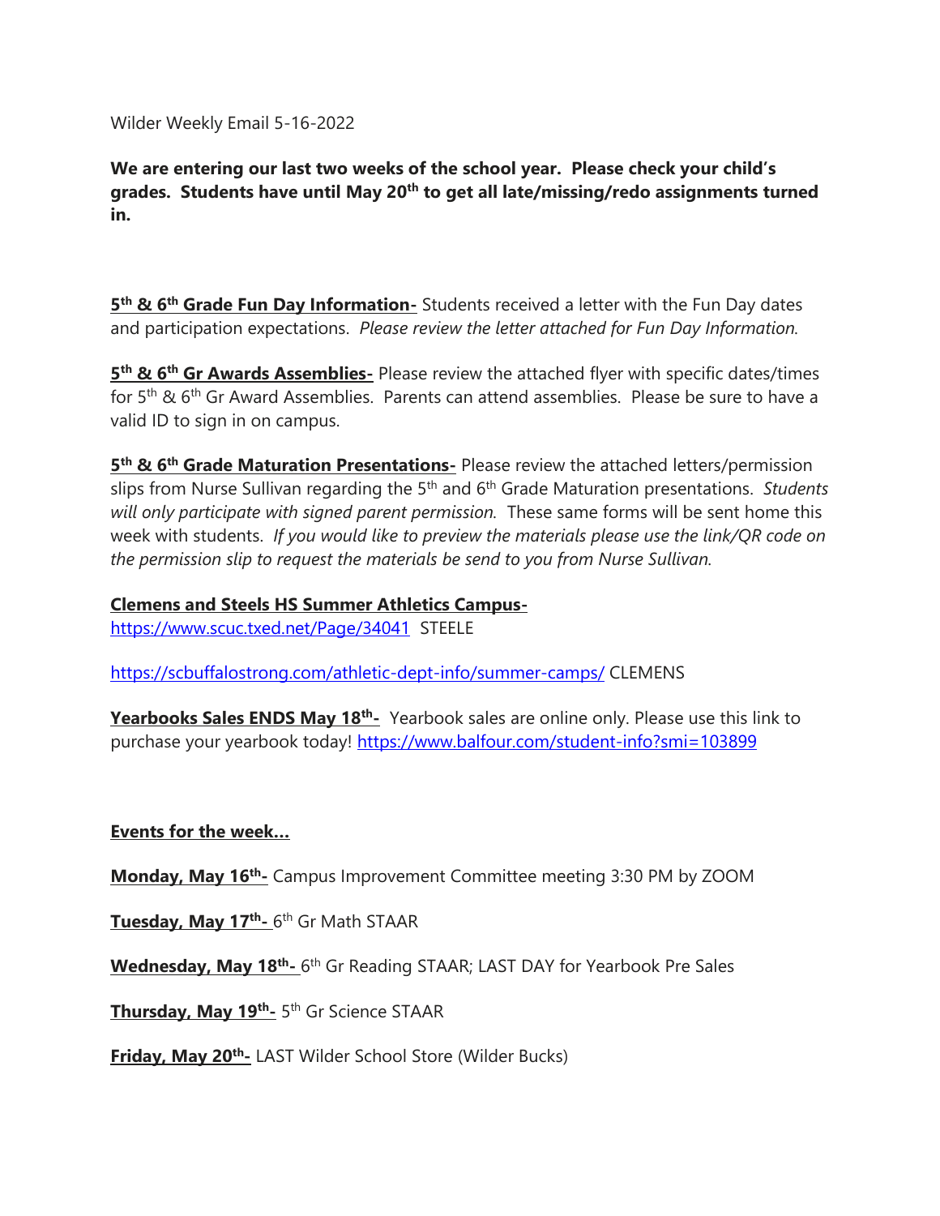Wilder Weekly Email 5-16-2022

**We are entering our last two weeks of the school year. Please check your child's grades. Students have until May 20th to get all late/missing/redo assignments turned in.**

**5th & 6th Grade Fun Day Information-** Students received a letter with the Fun Day dates and participation expectations. *Please review the letter attached for Fun Day Information.*

**5th & 6th Gr Awards Assemblies-** Please review the attached flyer with specific dates/times for 5th & 6th Gr Award Assemblies. Parents can attend assemblies. Please be sure to have a valid ID to sign in on campus.

**5th & 6th Grade Maturation Presentations-** Please review the attached letters/permission slips from Nurse Sullivan regarding the 5th and 6th Grade Maturation presentations. *Students will only participate with signed parent permission.* These same forms will be sent home this week with students. *If you would like to preview the materials please use the link/QR code on the permission slip to request the materials be send to you from Nurse Sullivan.*

**Clemens and Steels HS Summer Athletics Campus-**
https://www.scuc.txed.net/Page/34041 STEELE

https://scbuffalostrong.com/athletic-dept-info/summer-camps/ CLEMENS

**Yearbooks Sales ENDS May 18th-** Yearbook sales are online only. Please use this link to purchase your yearbook today! https://www.balfour.com/student-info?smi=103899

**Events for the week…**

**Monday, May 16th-** Campus Improvement Committee meeting 3:30 PM by ZOOM

**Tuesday, May 17th-** 6th Gr Math STAAR

**Wednesday, May 18th-** 6th Gr Reading STAAR; LAST DAY for Yearbook Pre Sales

**Thursday, May 19th-** 5th Gr Science STAAR

**Friday, May 20th-** LAST Wilder School Store (Wilder Bucks)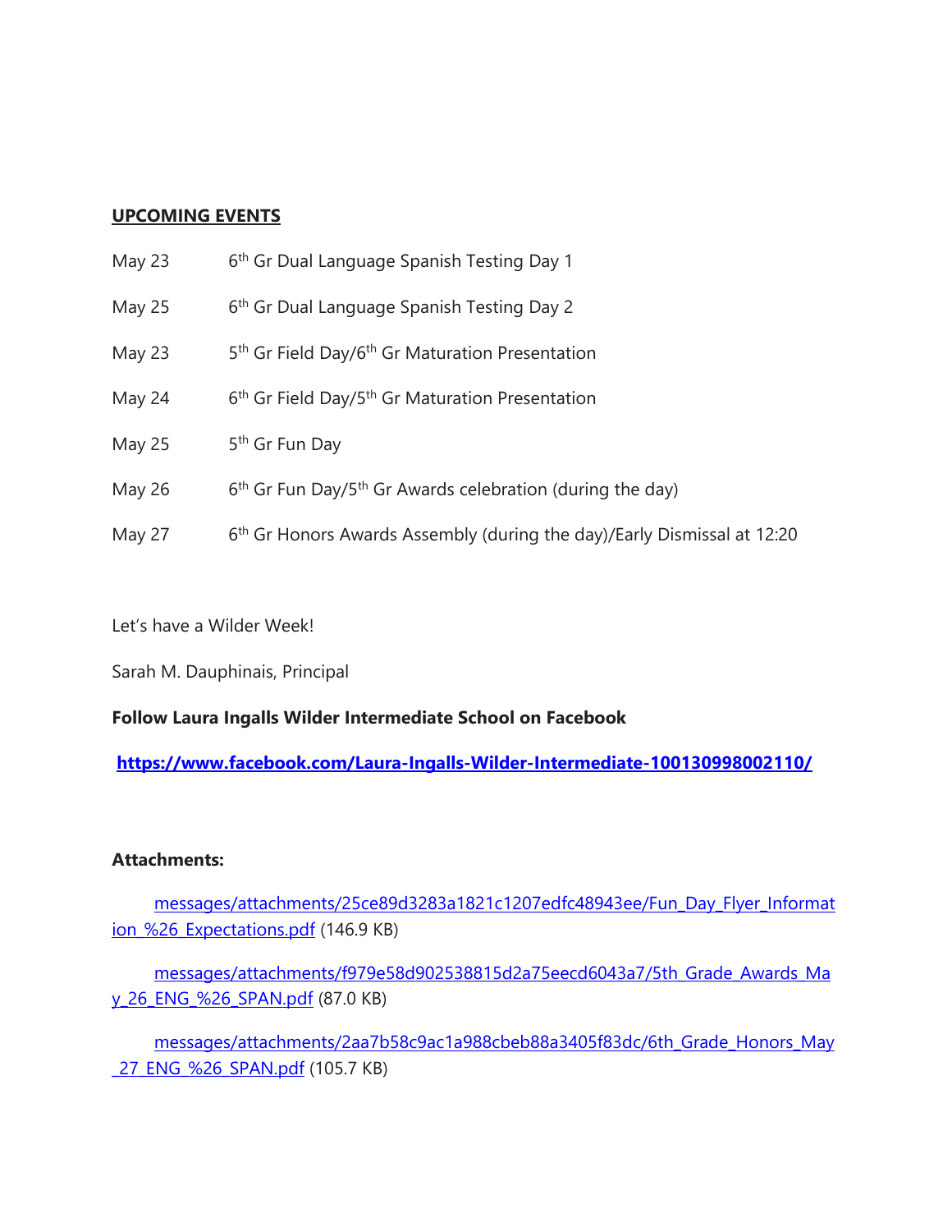**UPCOMING EVENTS**

| | |
|---|---|
| May 23 | 6th Gr Dual Language Spanish Testing Day 1 |
| May 25 | 6th Gr Dual Language Spanish Testing Day 2 |
| May 23 | 5th Gr Field Day/6th Gr Maturation Presentation |
| May 24 | 6th Gr Field Day/5th Gr Maturation Presentation |
| May 25 | 5th Gr Fun Day |
| May 26 | 6th Gr Fun Day/5th Gr Awards celebration (during the day) |
| May 27 | 6th Gr Honors Awards Assembly (during the day)/Early Dismissal at 12:20 |

Let's have a Wilder Week!

Sarah M. Dauphinais, Principal

**Follow Laura Ingalls Wilder Intermediate School on Facebook**

**https://www.facebook.com/Laura-Ingalls-Wilder-Intermediate-100130998002110/**

**Attachments:**

messages/attachments/25ce89d3283a1821c1207edfc48943ee/Fun_Day_Flyer_Information_%26_Expectations.pdf (146.9 KB)

messages/attachments/f979e58d902538815d2a75eecd6043a7/5th_Grade_Awards_May_26_ENG_%26_SPAN.pdf (87.0 KB)

messages/attachments/2aa7b58c9ac1a988cbeb88a3405f83dc/6th_Grade_Honors_May_27_ENG_%26_SPAN.pdf (105.7 KB)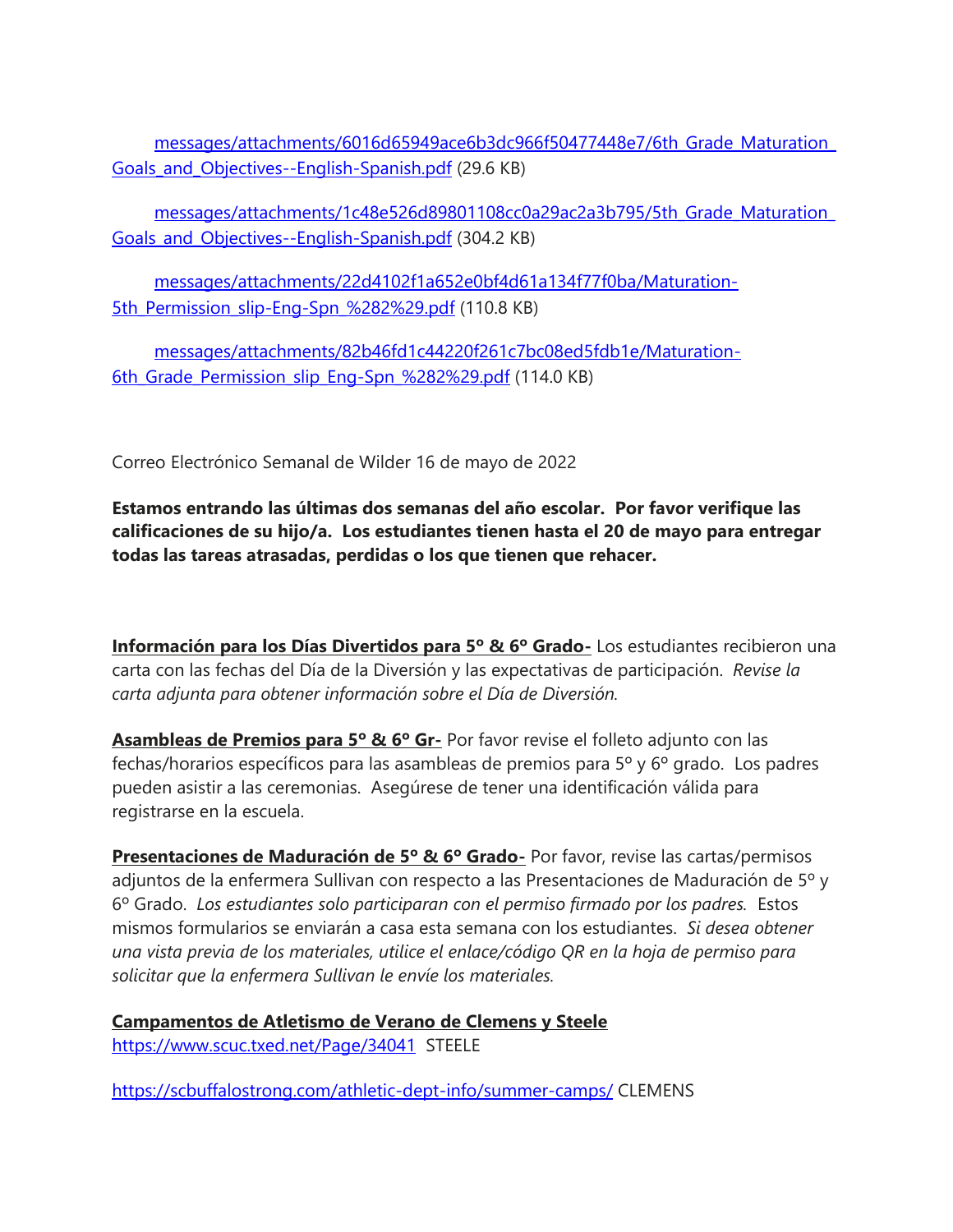[messages/attachments/6016d65949ace6b3dc966f50477448e7/6th_Grade_Maturation_Goals_and_Objectives--English-Spanish.pdf](messages/attachments/6016d65949ace6b3dc966f50477448e7/6th_Grade_Maturation_Goals_and_Objectives--English-Spanish.pdf) (29.6 KB)

[messages/attachments/1c48e526d89801108cc0a29ac2a3b795/5th_Grade_Maturation_Goals_and_Objectives--English-Spanish.pdf](messages/attachments/1c48e526d89801108cc0a29ac2a3b795/5th_Grade_Maturation_Goals_and_Objectives--English-Spanish.pdf) (304.2 KB)

[messages/attachments/22d4102f1a652e0bf4d61a134f77f0ba/Maturation-5th_Permission_slip-Eng-Spn_%282%29.pdf](messages/attachments/22d4102f1a652e0bf4d61a134f77f0ba/Maturation-5th_Permission_slip-Eng-Spn_%282%29.pdf) (110.8 KB)

[messages/attachments/82b46fd1c44220f261c7bc08ed5fdb1e/Maturation-6th_Grade_Permission_slip_Eng-Spn_%282%29.pdf](messages/attachments/82b46fd1c44220f261c7bc08ed5fdb1e/Maturation-6th_Grade_Permission_slip_Eng-Spn_%282%29.pdf) (114.0 KB)

Correo Electrónico Semanal de Wilder 16 de mayo de 2022

**Estamos entrando las últimas dos semanas del año escolar. Por favor verifique las calificaciones de su hijo/a. Los estudiantes tienen hasta el 20 de mayo para entregar todas las tareas atrasadas, perdidas o los que tienen que rehacer.**

**Información para los Días Divertidos para 5º & 6º Grado-** Los estudiantes recibieron una carta con las fechas del Día de la Diversión y las expectativas de participación. *Revise la carta adjunta para obtener información sobre el Día de Diversión.*

**Asambleas de Premios para 5º & 6º Gr-** Por favor revise el folleto adjunto con las fechas/horarios específicos para las asambleas de premios para 5º y 6º grado. Los padres pueden asistir a las ceremonias. Asegúrese de tener una identificación válida para registrarse en la escuela.

**Presentaciones de Maduración de 5º & 6º Grado-** Por favor, revise las cartas/permisos adjuntos de la enfermera Sullivan con respecto a las Presentaciones de Maduración de 5º y 6º Grado. *Los estudiantes solo participaran con el permiso firmado por los padres.* Estos mismos formularios se enviarán a casa esta semana con los estudiantes. *Si desea obtener una vista previa de los materiales, utilice el enlace/código QR en la hoja de permiso para solicitar que la enfermera Sullivan le envíe los materiales.*

**Campamentos de Atletismo de Verano de Clemens y Steele**

[https://www.scuc.txed.net/Page/34041](https://www.scuc.txed.net/Page/34041) STEELE

[https://scbuffalostrong.com/athletic-dept-info/summer-camps/](https://scbuffalostrong.com/athletic-dept-info/summer-camps/) CLEMENS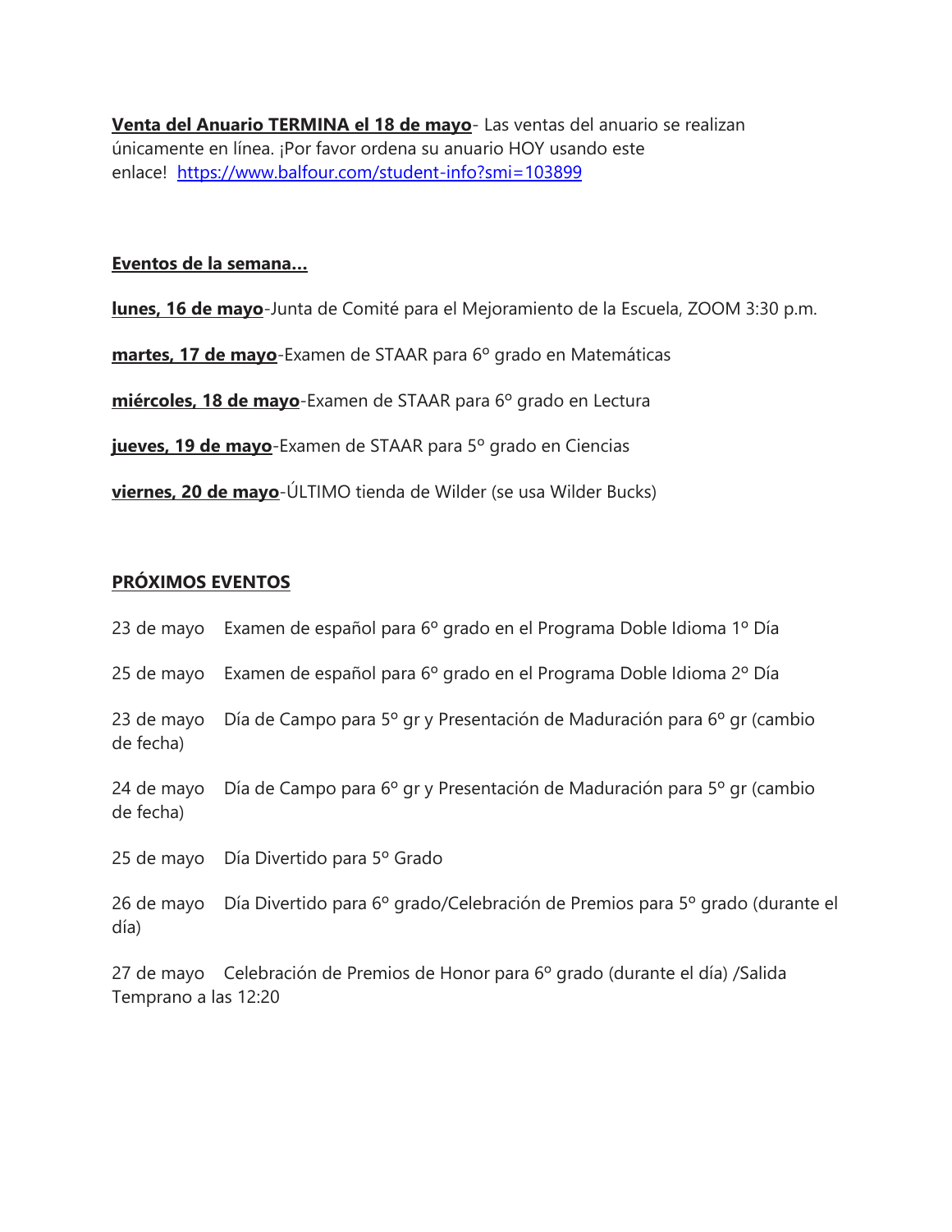**Venta del Anuario TERMINA el 18 de mayo**- Las ventas del anuario se realizan únicamente en línea. ¡Por favor ordena su anuario HOY usando este enlace! [https://www.balfour.com/student-info?smi=103899](https://www.balfour.com/student-info?smi=103899)

**Eventos de la semana…**

**lunes, 16 de mayo**-Junta de Comité para el Mejoramiento de la Escuela, ZOOM 3:30 p.m.

**martes, 17 de mayo**-Examen de STAAR para 6º grado en Matemáticas

**miércoles, 18 de mayo**-Examen de STAAR para 6º grado en Lectura

**jueves, 19 de mayo**-Examen de STAAR para 5º grado en Ciencias

**viernes, 20 de mayo**-ÚLTIMO tienda de Wilder (se usa Wilder Bucks)

**PRÓXIMOS EVENTOS**

23 de mayo Examen de español para 6º grado en el Programa Doble Idioma 1º Día

25 de mayo Examen de español para 6º grado en el Programa Doble Idioma 2º Día

23 de mayo Día de Campo para 5º gr y Presentación de Maduración para 6º gr (cambio de fecha)

24 de mayo Día de Campo para 6º gr y Presentación de Maduración para 5º gr (cambio de fecha)

25 de mayo Día Divertido para 5º Grado

26 de mayo Día Divertido para 6º grado/Celebración de Premios para 5º grado (durante el día)

27 de mayo Celebración de Premios de Honor para 6º grado (durante el día) /Salida Temprano a las 12:20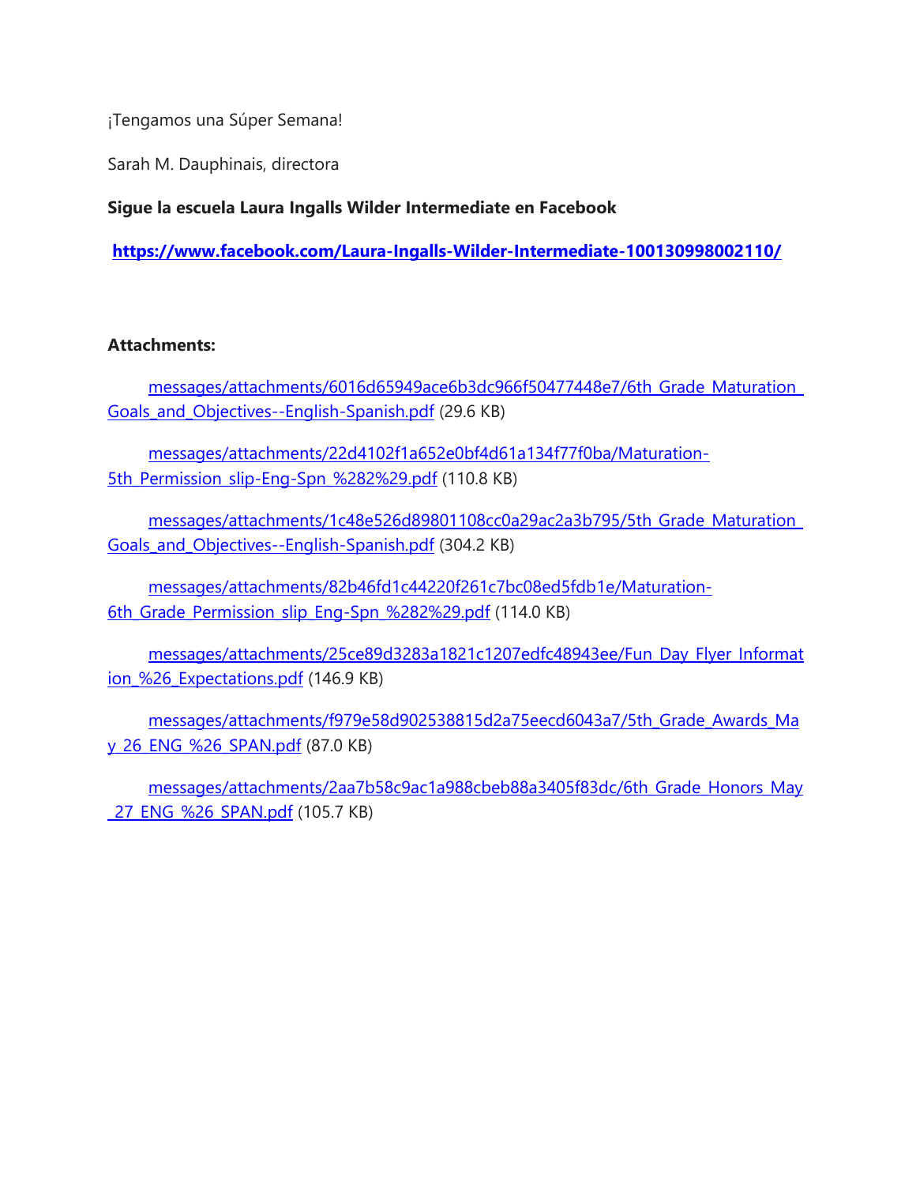¡Tengamos una Súper Semana!

Sarah M. Dauphinais, directora

**Sigue la escuela Laura Ingalls Wilder Intermediate en Facebook**

**https://www.facebook.com/Laura-Ingalls-Wilder-Intermediate-100130998002110/**

**Attachments:**

messages/attachments/6016d65949ace6b3dc966f50477448e7/6th_Grade_Maturation_Goals_and_Objectives--English-Spanish.pdf (29.6 KB)

messages/attachments/22d4102f1a652e0bf4d61a134f77f0ba/Maturation-5th_Permission_slip-Eng-Spn_%282%29.pdf (110.8 KB)

messages/attachments/1c48e526d89801108cc0a29ac2a3b795/5th_Grade_Maturation_Goals_and_Objectives--English-Spanish.pdf (304.2 KB)

messages/attachments/82b46fd1c44220f261c7bc08ed5fdb1e/Maturation-6th_Grade_Permission_slip_Eng-Spn_%282%29.pdf (114.0 KB)

messages/attachments/25ce89d3283a1821c1207edfc48943ee/Fun_Day_Flyer_Information_%26_Expectations.pdf (146.9 KB)

messages/attachments/f979e58d902538815d2a75eecd6043a7/5th_Grade_Awards_May_26_ENG_%26_SPAN.pdf (87.0 KB)

messages/attachments/2aa7b58c9ac1a988cbeb88a3405f83dc/6th_Grade_Honors_May_27_ENG_%26_SPAN.pdf (105.7 KB)